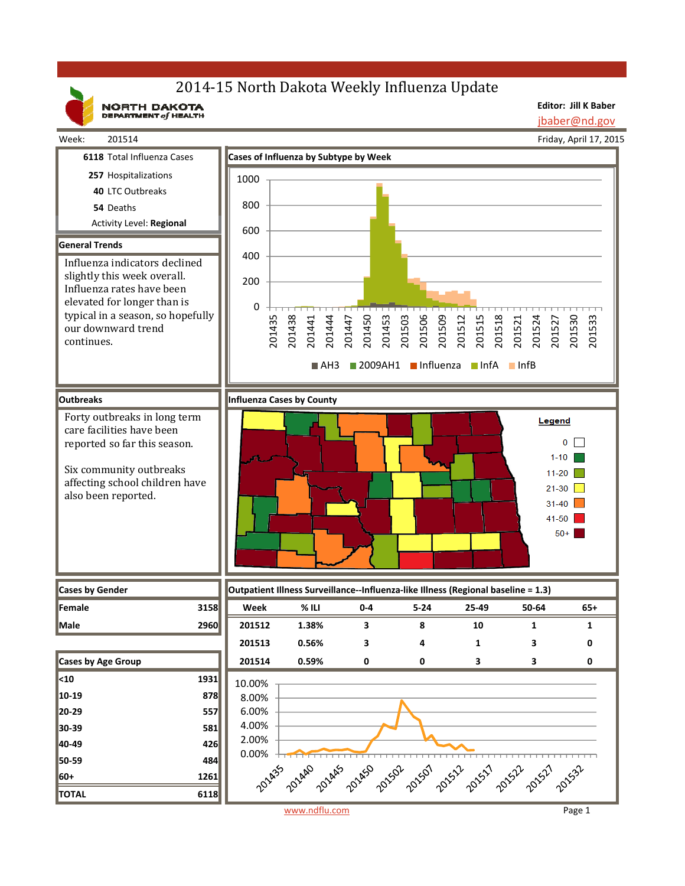# 2014-15 North Dakota Weekly Influenza Update

NORTH DAKOTA DEPARTMENT of HEALTH

**Editor: Jill K Baber**
jbaber@nd.gov

Week: 201514

Friday, April 17, 2015

**6118** Total Influenza Cases
**257** Hospitalizations
**40** LTC Outbreaks
**54** Deaths
Activity Level: **Regional**

## General Trends

Influenza indicators declined slightly this week overall. Influenza rates have been elevated for longer than is typical in a season, so hopefully our downward trend continues.

## Outbreaks

Forty outbreaks in long term care facilities have been reported so far this season.

Six community outbreaks affecting school children have also been reported.

## Cases of Influenza by Subtype by Week

AH3 | 2009AH1 | Influenza | InfA | InfB

## Influenza Cases by County

Legend: 0; 1-10; 11-20; 21-30; 31-40; 41-50; 50+

## Cases by Gender

| Cases by Gender | |
|---|---|
| Female | 3158 |
| Male | 2960 |

## Cases by Age Group

| Cases by Age Group | |
|---|---|
| <10 | 1931 |
| 10-19 | 878 |
| 20-29 | 557 |
| 30-39 | 581 |
| 40-49 | 426 |
| 50-59 | 484 |
| 60+ | 1261 |
| **TOTAL** | **6118** |

## Outpatient Illness Surveillance--Influenza-like Illness (Regional baseline = 1.3)

| Week | % ILI | 0-4 | 5-24 | 25-49 | 50-64 | 65+ |
|---|---|---|---|---|---|---|
| 201512 | 1.38% | 3 | 8 | 10 | 1 | 1 |
| 201513 | 0.56% | 3 | 4 | 1 | 3 | 0 |
| 201514 | 0.59% | 0 | 0 | 3 | 3 | 0 |

www.ndflu.com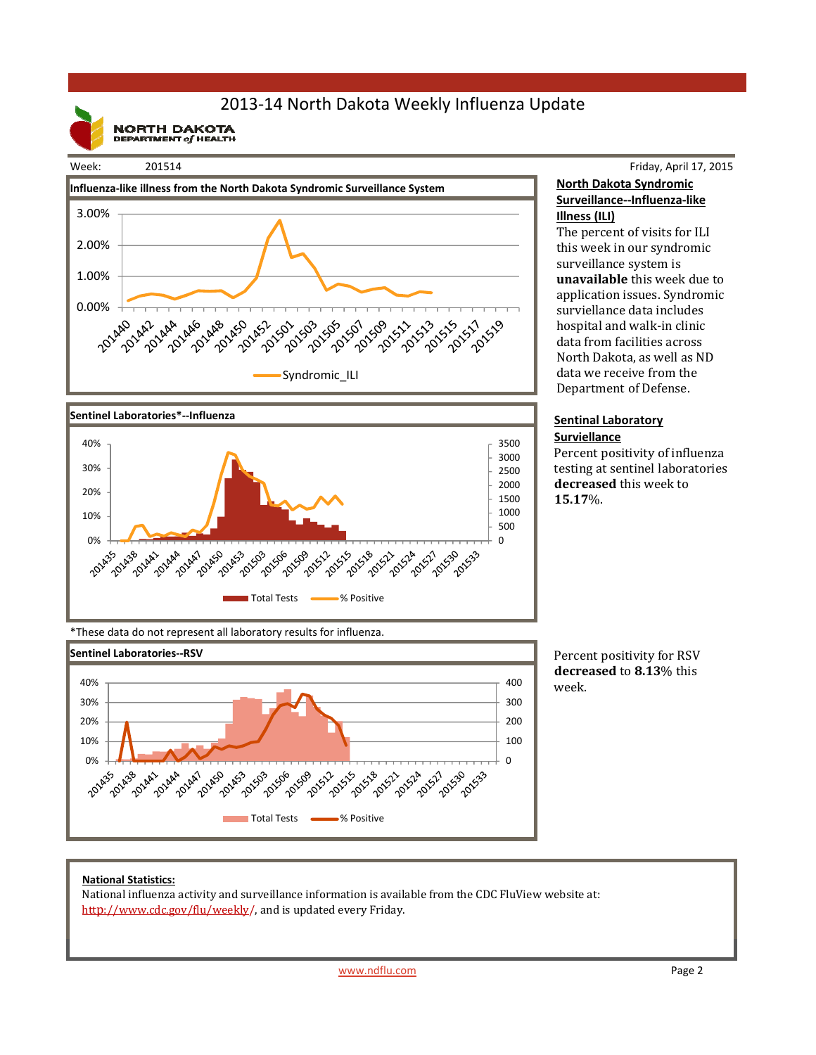# 2013-14 North Dakota Weekly Influenza Update

NORTH DAKOTA DEPARTMENT of HEALTH

Week: 201514

Friday, April 17, 2015

**Influenza-like illness from the North Dakota Syndromic Surveillance System**

**North Dakota Syndromic Surveillance--Influenza-like Illness (ILI)**

The percent of visits for ILI this week in our syndromic surveillance system is **unavailable** this week due to application issues. Syndromic surviellance data includes hospital and walk-in clinic data from facilities across North Dakota, as well as ND data we receive from the Department of Defense.

**Sentinel Laboratories*--Influenza**

**Sentinal Laboratory Surviellance**

Percent positivity of influenza testing at sentinel laboratories **decreased** this week to **15.17**%.

*These data do not represent all laboratory results for influenza.

**Sentinel Laboratories--RSV**

Percent positivity for RSV **decreased** to **8.13**% this week.

**National Statistics:**

National influenza activity and surveillance information is available from the CDC FluView website at: http://www.cdc.gov/flu/weekly/, and is updated every Friday.

www.ndflu.com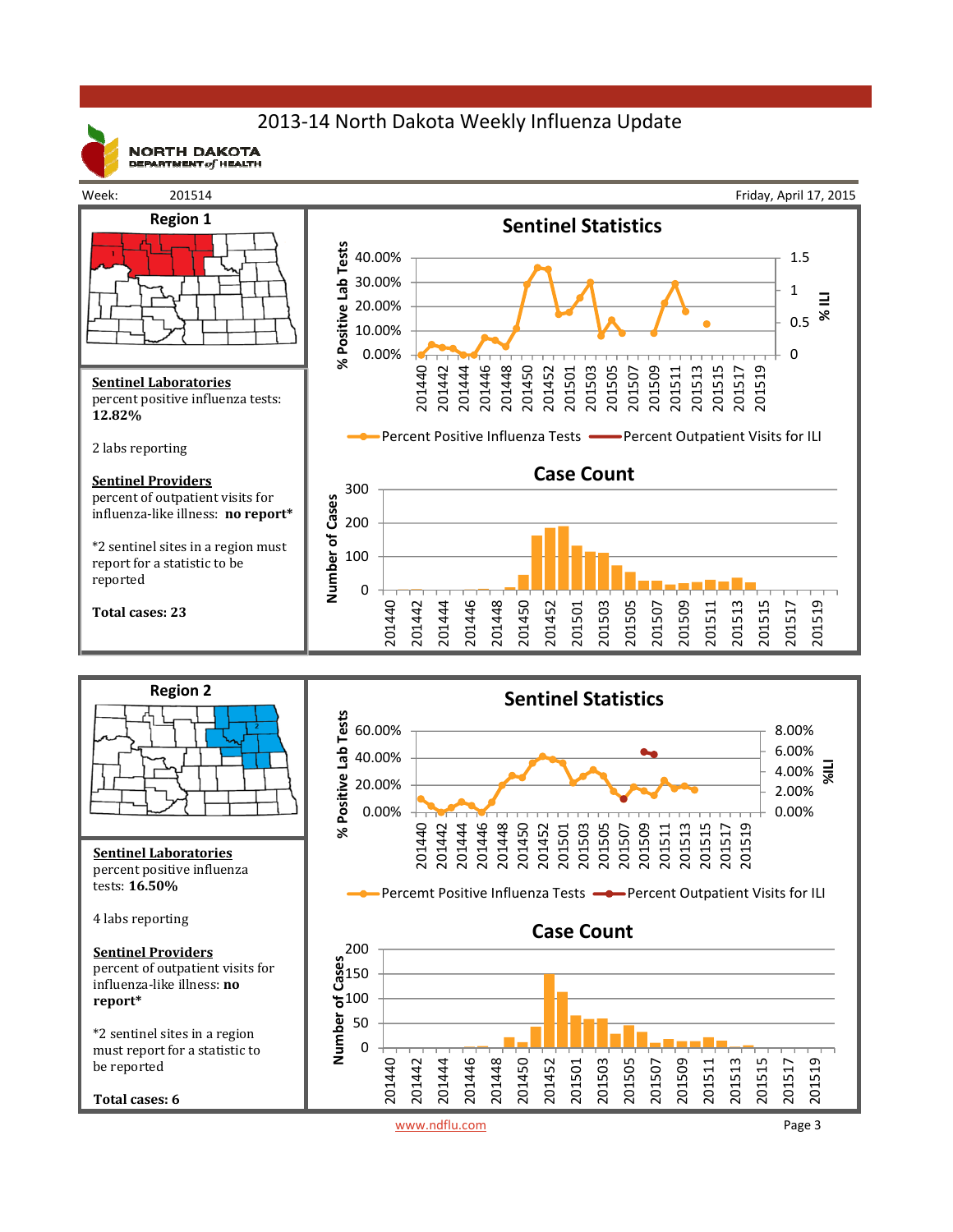# 2013-14 North Dakota Weekly Influenza Update

NORTH DAKOTA DEPARTMENT of HEALTH

Week: 201514 | Friday, April 17, 2015

## Region 1

**Sentinel Laboratories**
percent positive influenza tests: **12.82%**

2 labs reporting

**Sentinel Providers**
percent of outpatient visits for influenza-like illness: **no report***

*2 sentinel sites in a region must report for a statistic to be reported

**Total cases: 23**

### Sentinel Statistics

Percent Positive Influenza Tests — Percent Outpatient Visits for ILI

### Case Count

## Region 2

**Sentinel Laboratories**
percent positive influenza tests: **16.50%**

4 labs reporting

**Sentinel Providers**
percent of outpatient visits for influenza-like illness: **no report***

*2 sentinel sites in a region must report for a statistic to be reported

**Total cases: 6**

### Sentinel Statistics

Percemt Positive Influenza Tests — Percent Outpatient Visits for ILI

### Case Count

www.ndflu.com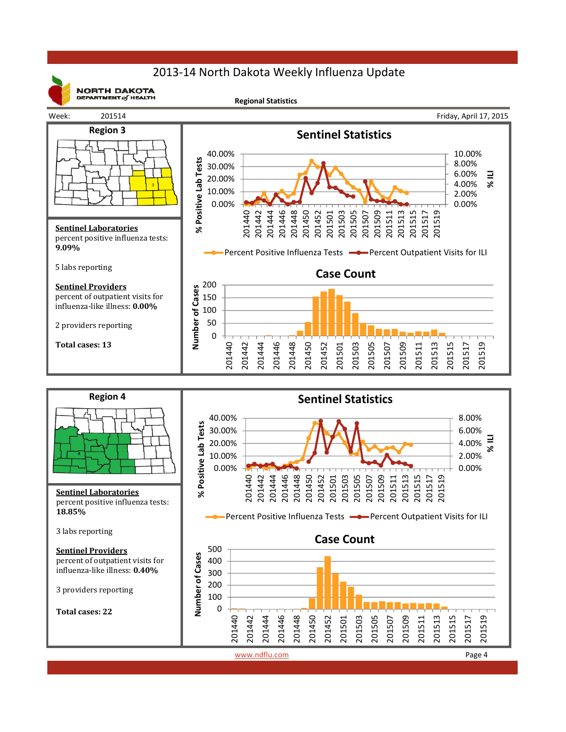# 2013-14 North Dakota Weekly Influenza Update

NORTH DAKOTA DEPARTMENT of HEALTH

**Regional Statistics**

Week: 201514

Friday, April 17, 2015

## Region 3

3

**Sentinel Laboratories**
percent positive influenza tests: **9.09%**

5 labs reporting

**Sentinel Providers**
percent of outpatient visits for influenza-like illness: **0.00%**

2 providers reporting

**Total cases: 13**

### Sentinel Statistics

% Positive Lab Tests

40.00%
30.00%
20.00%
10.00%
0.00%

% ILI

10.00%
8.00%
6.00%
4.00%
2.00%
0.00%

201440 201442 201444 201446 201448 201450 201452 201501 201503 201505 201507 201509 201511 201513 201515 201517 201519

Percent Positive Influenza Tests — Percent Outpatient Visits for ILI

### Case Count

Number of Cases

200
150
100
50
0

201440 201442 201444 201446 201448 201450 201452 201501 201503 201505 201507 201509 201511 201513 201515 201517 201519

## Region 4

4

**Sentinel Laboratories**
percent positive influenza tests: **18.85%**

3 labs reporting

**Sentinel Providers**
percent of outpatient visits for influenza-like illness: **0.40%**

3 providers reporting

**Total cases: 22**

### Sentinel Statistics

% Positive Lab Tests

40.00%
30.00%
20.00%
10.00%
0.00%

% ILI

8.00%
6.00%
4.00%
2.00%
0.00%

201440 201442 201444 201446 201448 201450 201452 201501 201503 201505 201507 201509 201511 201513 201515 201517 201519

Percent Positive Influenza Tests — Percent Outpatient Visits for ILI

### Case Count

Number of Cases

500
400
300
200
100
0

201440 201442 201444 201446 201448 201450 201452 201501 201503 201505 201507 201509 201511 201513 201515 201517 201519

www.ndflu.com